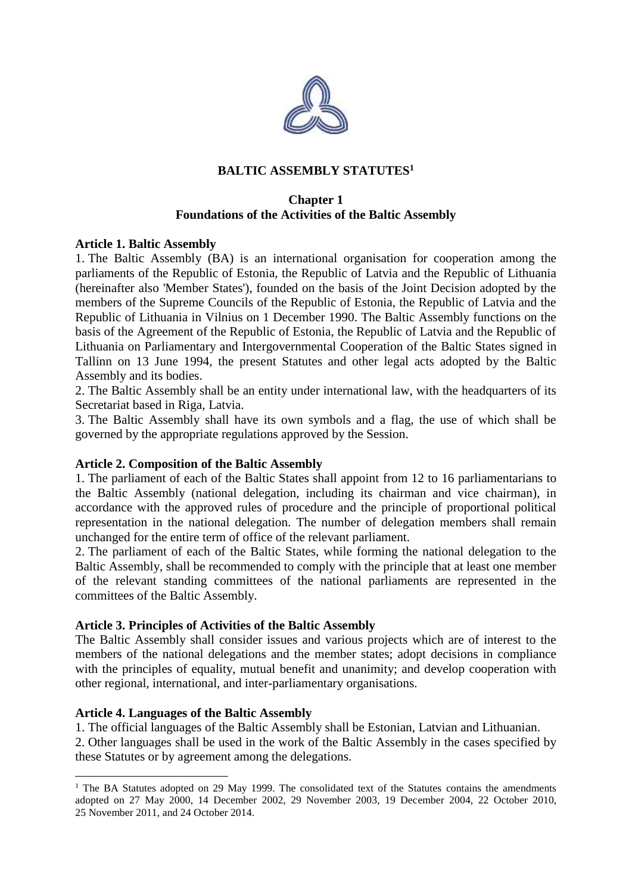# BALTIC ASSEMBLY STATUTES[1]

## Chapter 1
## Foundations of the Activities of the Baltic Assembly

**Article 1. Baltic Assembly**

1. The Baltic Assembly (BA) is an international organisation for cooperation among the parliaments of the Republic of Estonia, the Republic of Latvia and the Republic of Lithuania (hereinafter also 'Member States'), founded on the basis of the Joint Decision adopted by the members of the Supreme Councils of the Republic of Estonia, the Republic of Latvia and the Republic of Lithuania in Vilnius on 1 December 1990. The Baltic Assembly functions on the basis of the Agreement of the Republic of Estonia, the Republic of Latvia and the Republic of Lithuania on Parliamentary and Intergovernmental Cooperation of the Baltic States signed in Tallinn on 13 June 1994, the present Statutes and other legal acts adopted by the Baltic Assembly and its bodies.
2. The Baltic Assembly shall be an entity under international law, with the headquarters of its Secretariat based in Riga, Latvia.
3. The Baltic Assembly shall have its own symbols and a flag, the use of which shall be governed by the appropriate regulations approved by the Session.

**Article 2. Composition of the Baltic Assembly**

1. The parliament of each of the Baltic States shall appoint from 12 to 16 parliamentarians to the Baltic Assembly (national delegation, including its chairman and vice chairman), in accordance with the approved rules of procedure and the principle of proportional political representation in the national delegation. The number of delegation members shall remain unchanged for the entire term of office of the relevant parliament.
2. The parliament of each of the Baltic States, while forming the national delegation to the Baltic Assembly, shall be recommended to comply with the principle that at least one member of the relevant standing committees of the national parliaments are represented in the committees of the Baltic Assembly.

**Article 3. Principles of Activities of the Baltic Assembly**

The Baltic Assembly shall consider issues and various projects which are of interest to the members of the national delegations and the member states; adopt decisions in compliance with the principles of equality, mutual benefit and unanimity; and develop cooperation with other regional, international, and inter-parliamentary organisations.

**Article 4. Languages of the Baltic Assembly**

1. The official languages of the Baltic Assembly shall be Estonian, Latvian and Lithuanian.
2. Other languages shall be used in the work of the Baltic Assembly in the cases specified by these Statutes or by agreement among the delegations.

---

[1] The BA Statutes adopted on 29 May 1999. The consolidated text of the Statutes contains the amendments adopted on 27 May 2000, 14 December 2002, 29 November 2003, 19 December 2004, 22 October 2010, 25 November 2011, and 24 October 2014.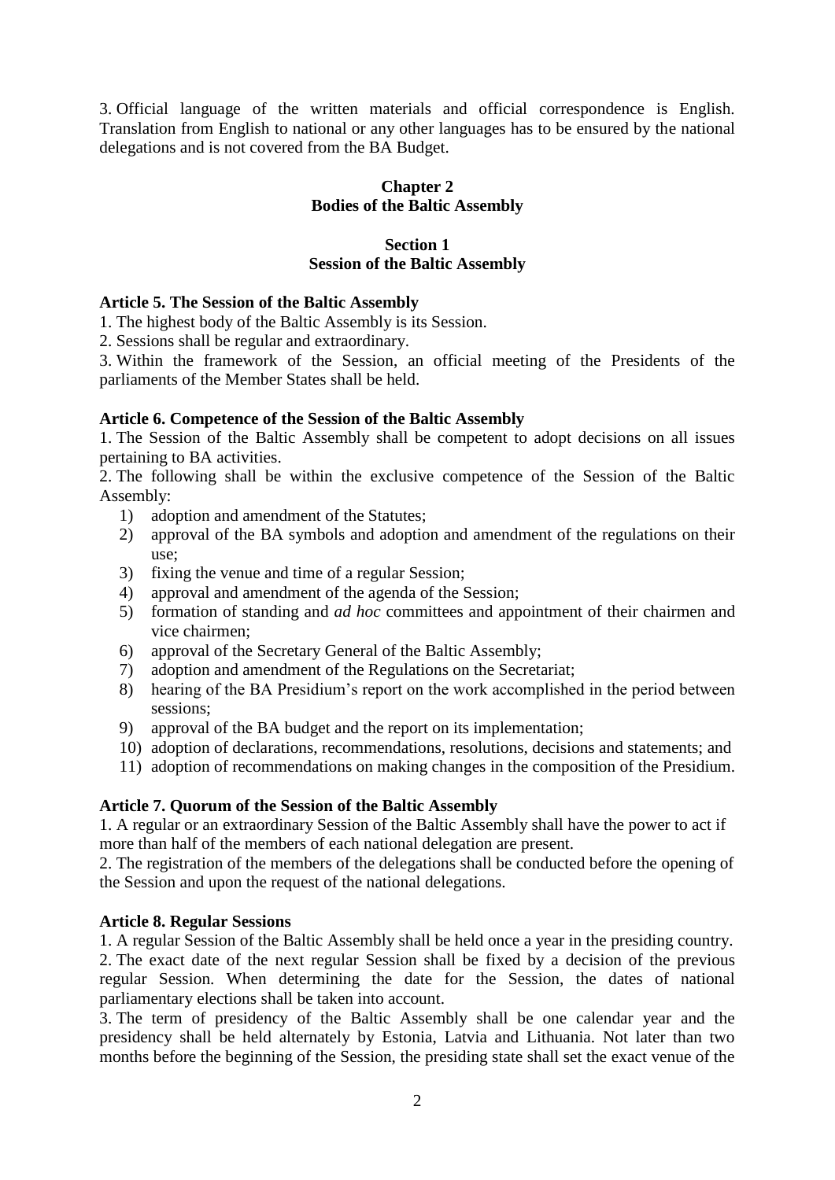3. Official language of the written materials and official correspondence is English. Translation from English to national or any other languages has to be ensured by the national delegations and is not covered from the BA Budget.

## Chapter 2
## Bodies of the Baltic Assembly

### Section 1
### Session of the Baltic Assembly

**Article 5. The Session of the Baltic Assembly**

1. The highest body of the Baltic Assembly is its Session.
2. Sessions shall be regular and extraordinary.
3. Within the framework of the Session, an official meeting of the Presidents of the parliaments of the Member States shall be held.

**Article 6. Competence of the Session of the Baltic Assembly**

1. The Session of the Baltic Assembly shall be competent to adopt decisions on all issues pertaining to BA activities.
2. The following shall be within the exclusive competence of the Session of the Baltic Assembly:
    1) adoption and amendment of the Statutes;
    2) approval of the BA symbols and adoption and amendment of the regulations on their use;
    3) fixing the venue and time of a regular Session;
    4) approval and amendment of the agenda of the Session;
    5) formation of standing and *ad hoc* committees and appointment of their chairmen and vice chairmen;
    6) approval of the Secretary General of the Baltic Assembly;
    7) adoption and amendment of the Regulations on the Secretariat;
    8) hearing of the BA Presidium's report on the work accomplished in the period between sessions;
    9) approval of the BA budget and the report on its implementation;
    10) adoption of declarations, recommendations, resolutions, decisions and statements; and
    11) adoption of recommendations on making changes in the composition of the Presidium.

**Article 7. Quorum of the Session of the Baltic Assembly**

1. A regular or an extraordinary Session of the Baltic Assembly shall have the power to act if more than half of the members of each national delegation are present.
2. The registration of the members of the delegations shall be conducted before the opening of the Session and upon the request of the national delegations.

**Article 8. Regular Sessions**

1. A regular Session of the Baltic Assembly shall be held once a year in the presiding country.
2. The exact date of the next regular Session shall be fixed by a decision of the previous regular Session. When determining the date for the Session, the dates of national parliamentary elections shall be taken into account.
3. The term of presidency of the Baltic Assembly shall be one calendar year and the presidency shall be held alternately by Estonia, Latvia and Lithuania. Not later than two months before the beginning of the Session, the presiding state shall set the exact venue of the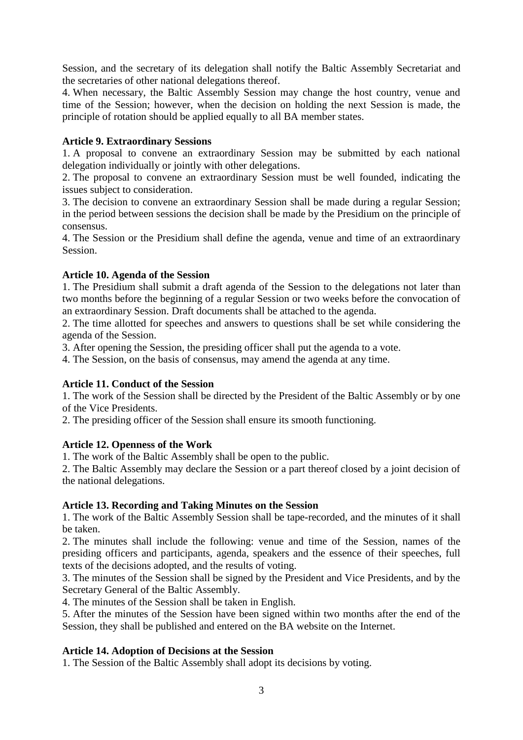Session, and the secretary of its delegation shall notify the Baltic Assembly Secretariat and the secretaries of other national delegations thereof.

4. When necessary, the Baltic Assembly Session may change the host country, venue and time of the Session; however, when the decision on holding the next Session is made, the principle of rotation should be applied equally to all BA member states.

**Article 9. Extraordinary Sessions**

1. A proposal to convene an extraordinary Session may be submitted by each national delegation individually or jointly with other delegations.
2. The proposal to convene an extraordinary Session must be well founded, indicating the issues subject to consideration.
3. The decision to convene an extraordinary Session shall be made during a regular Session; in the period between sessions the decision shall be made by the Presidium on the principle of consensus.
4. The Session or the Presidium shall define the agenda, venue and time of an extraordinary Session.

**Article 10. Agenda of the Session**

1. The Presidium shall submit a draft agenda of the Session to the delegations not later than two months before the beginning of a regular Session or two weeks before the convocation of an extraordinary Session. Draft documents shall be attached to the agenda.
2. The time allotted for speeches and answers to questions shall be set while considering the agenda of the Session.
3. After opening the Session, the presiding officer shall put the agenda to a vote.
4. The Session, on the basis of consensus, may amend the agenda at any time.

**Article 11. Conduct of the Session**

1. The work of the Session shall be directed by the President of the Baltic Assembly or by one of the Vice Presidents.
2. The presiding officer of the Session shall ensure its smooth functioning.

**Article 12. Openness of the Work**

1. The work of the Baltic Assembly shall be open to the public.
2. The Baltic Assembly may declare the Session or a part thereof closed by a joint decision of the national delegations.

**Article 13. Recording and Taking Minutes on the Session**

1. The work of the Baltic Assembly Session shall be tape-recorded, and the minutes of it shall be taken.
2. The minutes shall include the following: venue and time of the Session, names of the presiding officers and participants, agenda, speakers and the essence of their speeches, full texts of the decisions adopted, and the results of voting.
3. The minutes of the Session shall be signed by the President and Vice Presidents, and by the Secretary General of the Baltic Assembly.
4. The minutes of the Session shall be taken in English.
5. After the minutes of the Session have been signed within two months after the end of the Session, they shall be published and entered on the BA website on the Internet.

**Article 14. Adoption of Decisions at the Session**

1. The Session of the Baltic Assembly shall adopt its decisions by voting.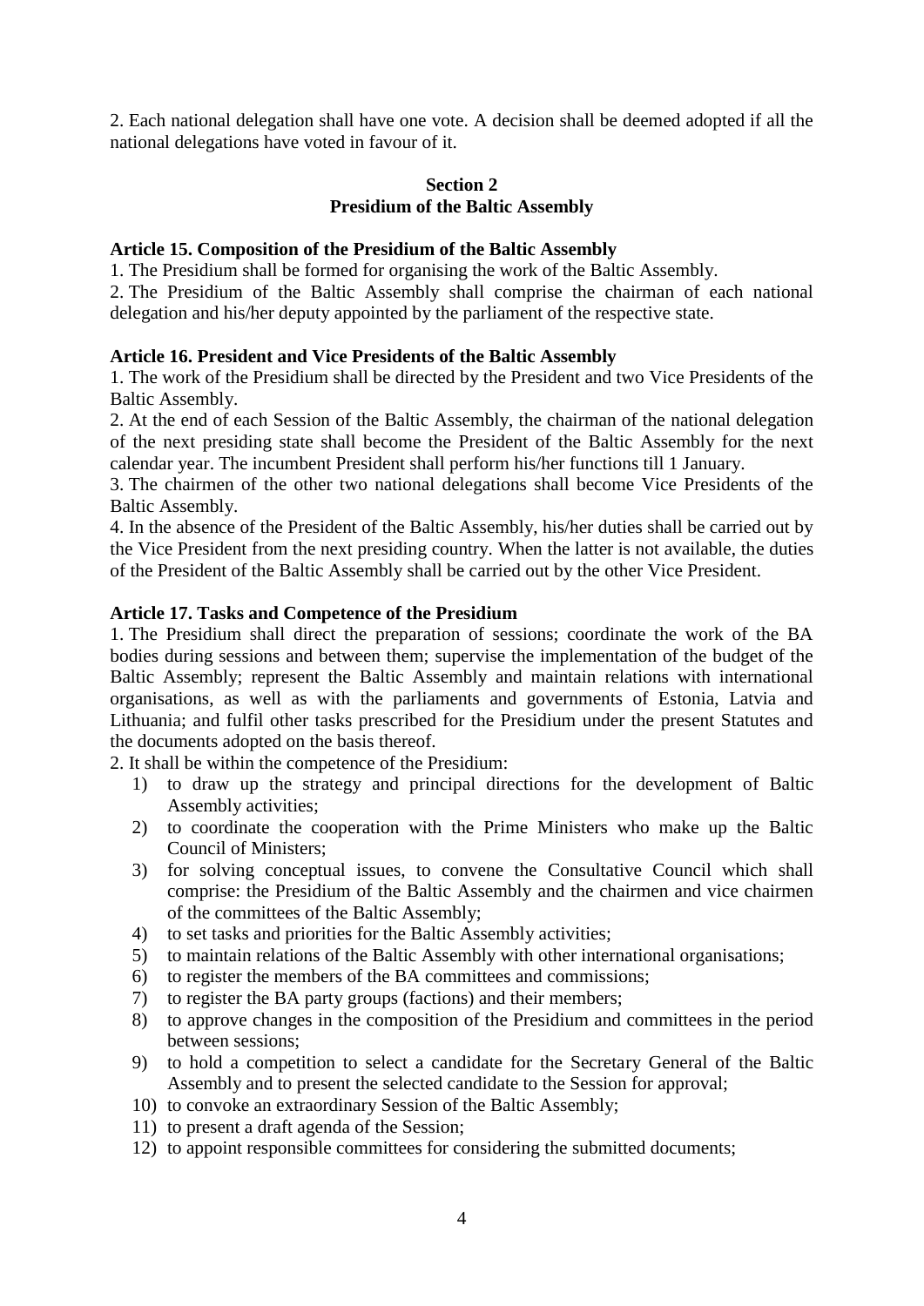2. Each national delegation shall have one vote. A decision shall be deemed adopted if all the national delegations have voted in favour of it.

## Section 2
## Presidium of the Baltic Assembly

**Article 15. Composition of the Presidium of the Baltic Assembly**

1. The Presidium shall be formed for organising the work of the Baltic Assembly.
2. The Presidium of the Baltic Assembly shall comprise the chairman of each national delegation and his/her deputy appointed by the parliament of the respective state.

**Article 16. President and Vice Presidents of the Baltic Assembly**

1. The work of the Presidium shall be directed by the President and two Vice Presidents of the Baltic Assembly.
2. At the end of each Session of the Baltic Assembly, the chairman of the national delegation of the next presiding state shall become the President of the Baltic Assembly for the next calendar year. The incumbent President shall perform his/her functions till 1 January.
3. The chairmen of the other two national delegations shall become Vice Presidents of the Baltic Assembly.
4. In the absence of the President of the Baltic Assembly, his/her duties shall be carried out by the Vice President from the next presiding country. When the latter is not available, the duties of the President of the Baltic Assembly shall be carried out by the other Vice President.

**Article 17. Tasks and Competence of the Presidium**

1. The Presidium shall direct the preparation of sessions; coordinate the work of the BA bodies during sessions and between them; supervise the implementation of the budget of the Baltic Assembly; represent the Baltic Assembly and maintain relations with international organisations, as well as with the parliaments and governments of Estonia, Latvia and Lithuania; and fulfil other tasks prescribed for the Presidium under the present Statutes and the documents adopted on the basis thereof.
2. It shall be within the competence of the Presidium:
   1) to draw up the strategy and principal directions for the development of Baltic Assembly activities;
   2) to coordinate the cooperation with the Prime Ministers who make up the Baltic Council of Ministers;
   3) for solving conceptual issues, to convene the Consultative Council which shall comprise: the Presidium of the Baltic Assembly and the chairmen and vice chairmen of the committees of the Baltic Assembly;
   4) to set tasks and priorities for the Baltic Assembly activities;
   5) to maintain relations of the Baltic Assembly with other international organisations;
   6) to register the members of the BA committees and commissions;
   7) to register the BA party groups (factions) and their members;
   8) to approve changes in the composition of the Presidium and committees in the period between sessions;
   9) to hold a competition to select a candidate for the Secretary General of the Baltic Assembly and to present the selected candidate to the Session for approval;
   10) to convoke an extraordinary Session of the Baltic Assembly;
   11) to present a draft agenda of the Session;
   12) to appoint responsible committees for considering the submitted documents;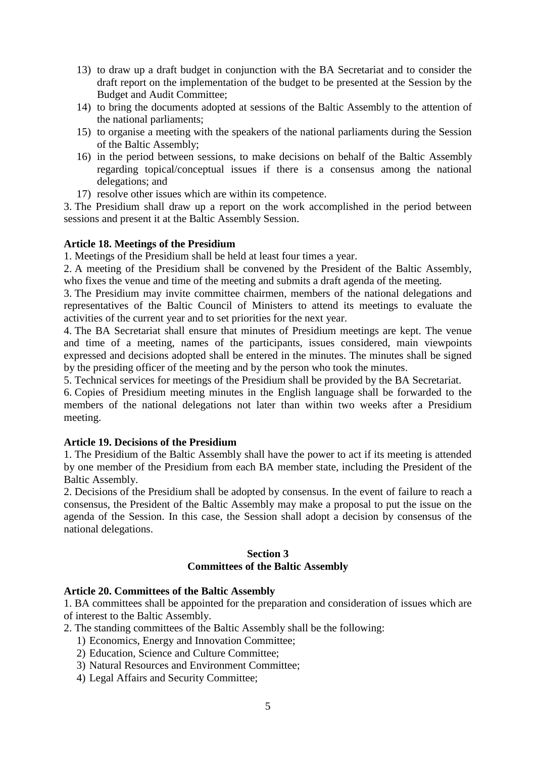13) to draw up a draft budget in conjunction with the BA Secretariat and to consider the draft report on the implementation of the budget to be presented at the Session by the Budget and Audit Committee;
14) to bring the documents adopted at sessions of the Baltic Assembly to the attention of the national parliaments;
15) to organise a meeting with the speakers of the national parliaments during the Session of the Baltic Assembly;
16) in the period between sessions, to make decisions on behalf of the Baltic Assembly regarding topical/conceptual issues if there is a consensus among the national delegations; and
17) resolve other issues which are within its competence.

3. The Presidium shall draw up a report on the work accomplished in the period between sessions and present it at the Baltic Assembly Session.

**Article 18. Meetings of the Presidium**

1. Meetings of the Presidium shall be held at least four times a year.
2. A meeting of the Presidium shall be convened by the President of the Baltic Assembly, who fixes the venue and time of the meeting and submits a draft agenda of the meeting.
3. The Presidium may invite committee chairmen, members of the national delegations and representatives of the Baltic Council of Ministers to attend its meetings to evaluate the activities of the current year and to set priorities for the next year.
4. The BA Secretariat shall ensure that minutes of Presidium meetings are kept. The venue and time of a meeting, names of the participants, issues considered, main viewpoints expressed and decisions adopted shall be entered in the minutes. The minutes shall be signed by the presiding officer of the meeting and by the person who took the minutes.
5. Technical services for meetings of the Presidium shall be provided by the BA Secretariat.
6. Copies of Presidium meeting minutes in the English language shall be forwarded to the members of the national delegations not later than within two weeks after a Presidium meeting.

**Article 19. Decisions of the Presidium**

1. The Presidium of the Baltic Assembly shall have the power to act if its meeting is attended by one member of the Presidium from each BA member state, including the President of the Baltic Assembly.
2. Decisions of the Presidium shall be adopted by consensus. In the event of failure to reach a consensus, the President of the Baltic Assembly may make a proposal to put the issue on the agenda of the Session. In this case, the Session shall adopt a decision by consensus of the national delegations.

## Section 3
## Committees of the Baltic Assembly

**Article 20. Committees of the Baltic Assembly**

1. BA committees shall be appointed for the preparation and consideration of issues which are of interest to the Baltic Assembly.
2. The standing committees of the Baltic Assembly shall be the following:
   1) Economics, Energy and Innovation Committee;
   2) Education, Science and Culture Committee;
   3) Natural Resources and Environment Committee;
   4) Legal Affairs and Security Committee;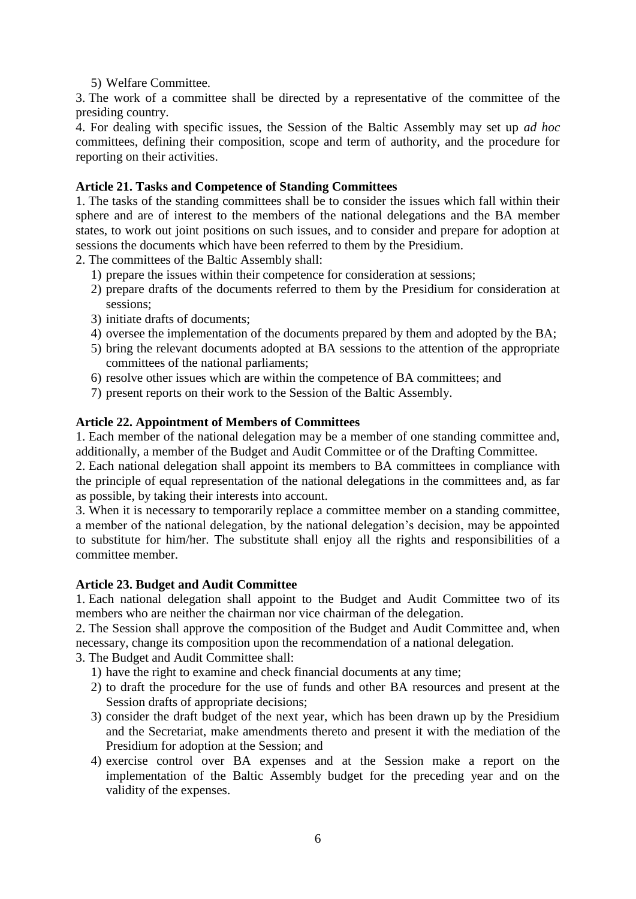5) Welfare Committee.

3. The work of a committee shall be directed by a representative of the committee of the presiding country.

4. For dealing with specific issues, the Session of the Baltic Assembly may set up *ad hoc* committees, defining their composition, scope and term of authority, and the procedure for reporting on their activities.

**Article 21. Tasks and Competence of Standing Committees**

1. The tasks of the standing committees shall be to consider the issues which fall within their sphere and are of interest to the members of the national delegations and the BA member states, to work out joint positions on such issues, and to consider and prepare for adoption at sessions the documents which have been referred to them by the Presidium.

2. The committees of the Baltic Assembly shall:

1) prepare the issues within their competence for consideration at sessions;
2) prepare drafts of the documents referred to them by the Presidium for consideration at sessions;
3) initiate drafts of documents;
4) oversee the implementation of the documents prepared by them and adopted by the BA;
5) bring the relevant documents adopted at BA sessions to the attention of the appropriate committees of the national parliaments;
6) resolve other issues which are within the competence of BA committees; and
7) present reports on their work to the Session of the Baltic Assembly.

**Article 22. Appointment of Members of Committees**

1. Each member of the national delegation may be a member of one standing committee and, additionally, a member of the Budget and Audit Committee or of the Drafting Committee.

2. Each national delegation shall appoint its members to BA committees in compliance with the principle of equal representation of the national delegations in the committees and, as far as possible, by taking their interests into account.

3. When it is necessary to temporarily replace a committee member on a standing committee, a member of the national delegation, by the national delegation's decision, may be appointed to substitute for him/her. The substitute shall enjoy all the rights and responsibilities of a committee member.

**Article 23. Budget and Audit Committee**

1. Each national delegation shall appoint to the Budget and Audit Committee two of its members who are neither the chairman nor vice chairman of the delegation.

2. The Session shall approve the composition of the Budget and Audit Committee and, when necessary, change its composition upon the recommendation of a national delegation.

3. The Budget and Audit Committee shall:

1) have the right to examine and check financial documents at any time;
2) to draft the procedure for the use of funds and other BA resources and present at the Session drafts of appropriate decisions;
3) consider the draft budget of the next year, which has been drawn up by the Presidium and the Secretariat, make amendments thereto and present it with the mediation of the Presidium for adoption at the Session; and
4) exercise control over BA expenses and at the Session make a report on the implementation of the Baltic Assembly budget for the preceding year and on the validity of the expenses.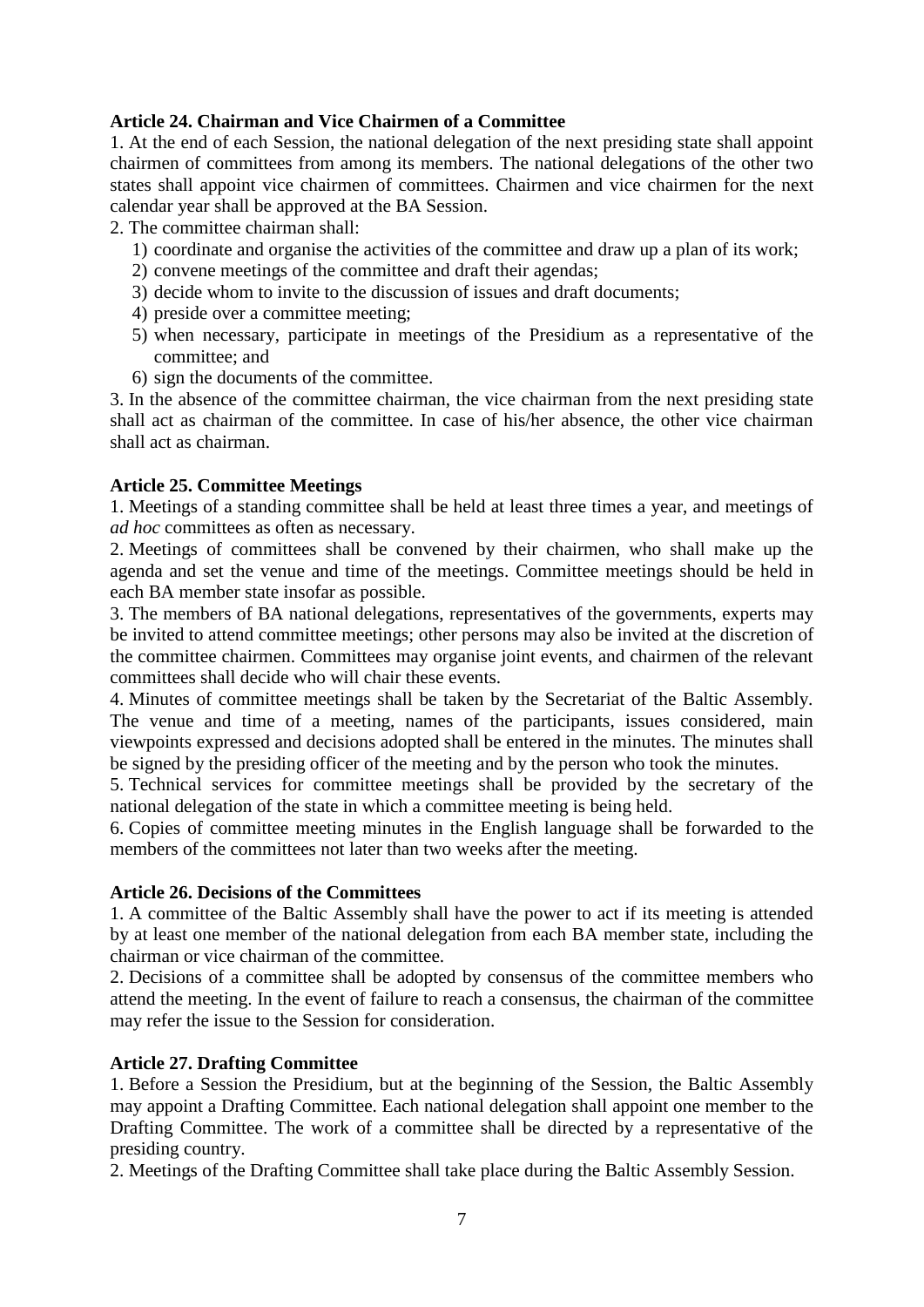**Article 24. Chairman and Vice Chairmen of a Committee**

1. At the end of each Session, the national delegation of the next presiding state shall appoint chairmen of committees from among its members. The national delegations of the other two states shall appoint vice chairmen of committees. Chairmen and vice chairmen for the next calendar year shall be approved at the BA Session.

2. The committee chairman shall:
   1) coordinate and organise the activities of the committee and draw up a plan of its work;
   2) convene meetings of the committee and draft their agendas;
   3) decide whom to invite to the discussion of issues and draft documents;
   4) preside over a committee meeting;
   5) when necessary, participate in meetings of the Presidium as a representative of the committee; and
   6) sign the documents of the committee.

3. In the absence of the committee chairman, the vice chairman from the next presiding state shall act as chairman of the committee. In case of his/her absence, the other vice chairman shall act as chairman.

**Article 25. Committee Meetings**

1. Meetings of a standing committee shall be held at least three times a year, and meetings of *ad hoc* committees as often as necessary.

2. Meetings of committees shall be convened by their chairmen, who shall make up the agenda and set the venue and time of the meetings. Committee meetings should be held in each BA member state insofar as possible.

3. The members of BA national delegations, representatives of the governments, experts may be invited to attend committee meetings; other persons may also be invited at the discretion of the committee chairmen. Committees may organise joint events, and chairmen of the relevant committees shall decide who will chair these events.

4. Minutes of committee meetings shall be taken by the Secretariat of the Baltic Assembly. The venue and time of a meeting, names of the participants, issues considered, main viewpoints expressed and decisions adopted shall be entered in the minutes. The minutes shall be signed by the presiding officer of the meeting and by the person who took the minutes.

5. Technical services for committee meetings shall be provided by the secretary of the national delegation of the state in which a committee meeting is being held.

6. Copies of committee meeting minutes in the English language shall be forwarded to the members of the committees not later than two weeks after the meeting.

**Article 26. Decisions of the Committees**

1. A committee of the Baltic Assembly shall have the power to act if its meeting is attended by at least one member of the national delegation from each BA member state, including the chairman or vice chairman of the committee.

2. Decisions of a committee shall be adopted by consensus of the committee members who attend the meeting. In the event of failure to reach a consensus, the chairman of the committee may refer the issue to the Session for consideration.

**Article 27. Drafting Committee**

1. Before a Session the Presidium, but at the beginning of the Session, the Baltic Assembly may appoint a Drafting Committee. Each national delegation shall appoint one member to the Drafting Committee. The work of a committee shall be directed by a representative of the presiding country.

2. Meetings of the Drafting Committee shall take place during the Baltic Assembly Session.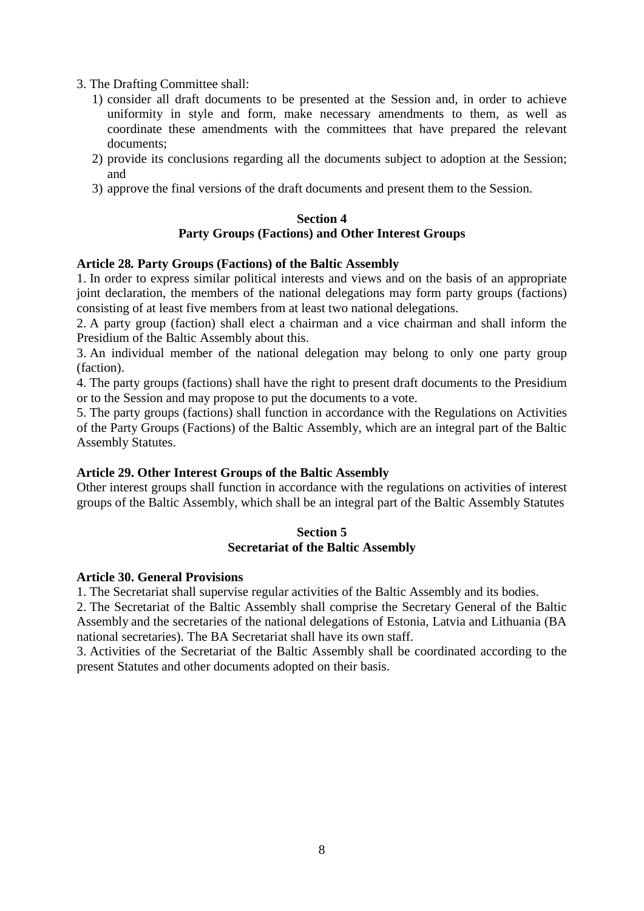3. The Drafting Committee shall:

1) consider all draft documents to be presented at the Session and, in order to achieve uniformity in style and form, make necessary amendments to them, as well as coordinate these amendments with the committees that have prepared the relevant documents;
2) provide its conclusions regarding all the documents subject to adoption at the Session; and
3) approve the final versions of the draft documents and present them to the Session.

## Section 4
## Party Groups (Factions) and Other Interest Groups

**Article 28. Party Groups (Factions) of the Baltic Assembly**

1. In order to express similar political interests and views and on the basis of an appropriate joint declaration, the members of the national delegations may form party groups (factions) consisting of at least five members from at least two national delegations.
2. A party group (faction) shall elect a chairman and a vice chairman and shall inform the Presidium of the Baltic Assembly about this.
3. An individual member of the national delegation may belong to only one party group (faction).
4. The party groups (factions) shall have the right to present draft documents to the Presidium or to the Session and may propose to put the documents to a vote.
5. The party groups (factions) shall function in accordance with the Regulations on Activities of the Party Groups (Factions) of the Baltic Assembly, which are an integral part of the Baltic Assembly Statutes.

**Article 29. Other Interest Groups of the Baltic Assembly**

Other interest groups shall function in accordance with the regulations on activities of interest groups of the Baltic Assembly, which shall be an integral part of the Baltic Assembly Statutes

## Section 5
## Secretariat of the Baltic Assembly

**Article 30. General Provisions**

1. The Secretariat shall supervise regular activities of the Baltic Assembly and its bodies.
2. The Secretariat of the Baltic Assembly shall comprise the Secretary General of the Baltic Assembly and the secretaries of the national delegations of Estonia, Latvia and Lithuania (BA national secretaries). The BA Secretariat shall have its own staff.
3. Activities of the Secretariat of the Baltic Assembly shall be coordinated according to the present Statutes and other documents adopted on their basis.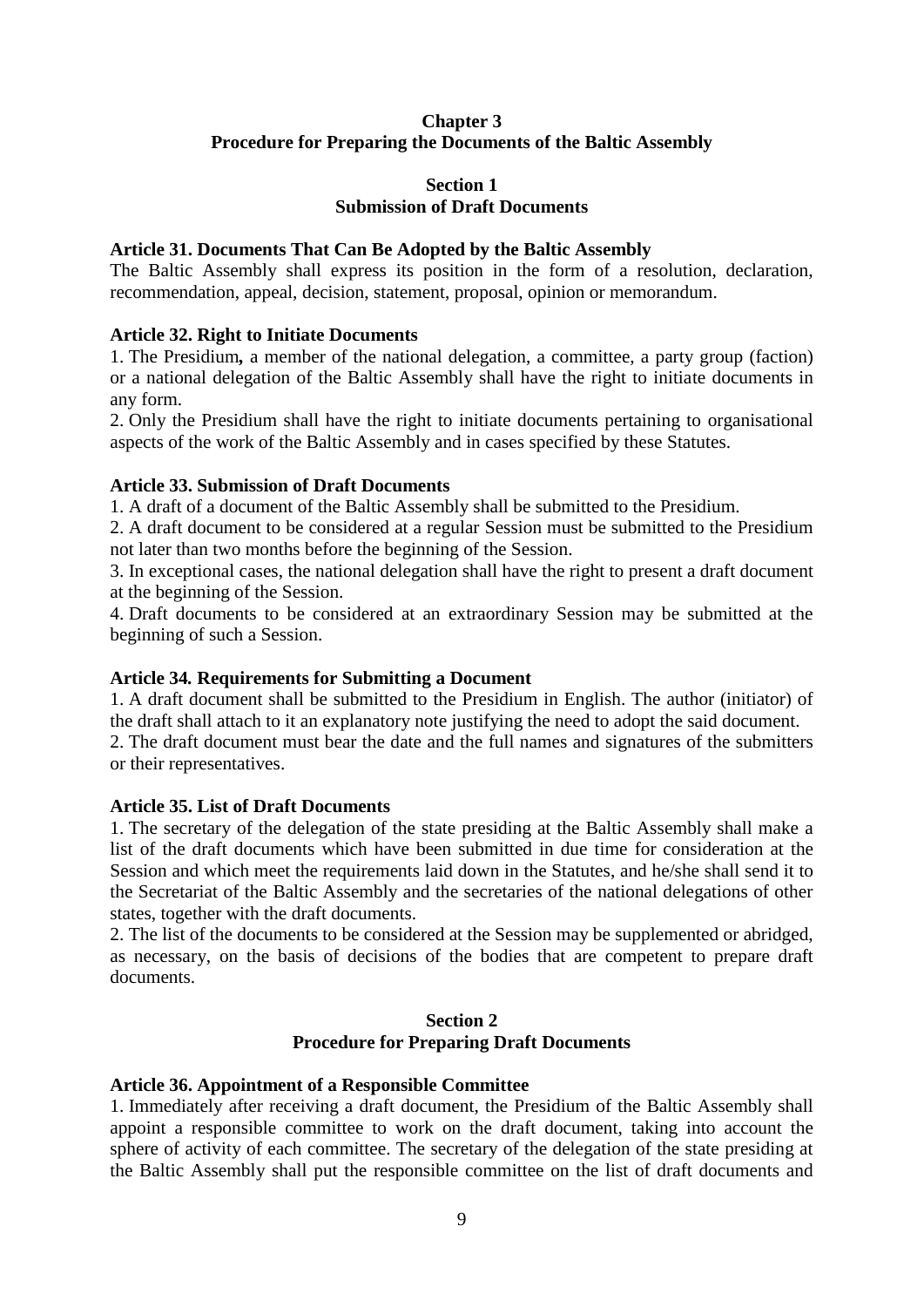## Chapter 3
## Procedure for Preparing the Documents of the Baltic Assembly

### Section 1
### Submission of Draft Documents

**Article 31. Documents That Can Be Adopted by the Baltic Assembly**

The Baltic Assembly shall express its position in the form of a resolution, declaration, recommendation, appeal, decision, statement, proposal, opinion or memorandum.

**Article 32. Right to Initiate Documents**

1. The Presidium**,** a member of the national delegation, a committee, a party group (faction) or a national delegation of the Baltic Assembly shall have the right to initiate documents in any form.

2. Only the Presidium shall have the right to initiate documents pertaining to organisational aspects of the work of the Baltic Assembly and in cases specified by these Statutes.

**Article 33. Submission of Draft Documents**

1. A draft of a document of the Baltic Assembly shall be submitted to the Presidium.

2. A draft document to be considered at a regular Session must be submitted to the Presidium not later than two months before the beginning of the Session.

3. In exceptional cases, the national delegation shall have the right to present a draft document at the beginning of the Session.

4. Draft documents to be considered at an extraordinary Session may be submitted at the beginning of such a Session.

**Article 34. Requirements for Submitting a Document**

1. A draft document shall be submitted to the Presidium in English. The author (initiator) of the draft shall attach to it an explanatory note justifying the need to adopt the said document.

2. The draft document must bear the date and the full names and signatures of the submitters or their representatives.

**Article 35. List of Draft Documents**

1. The secretary of the delegation of the state presiding at the Baltic Assembly shall make a list of the draft documents which have been submitted in due time for consideration at the Session and which meet the requirements laid down in the Statutes, and he/she shall send it to the Secretariat of the Baltic Assembly and the secretaries of the national delegations of other states, together with the draft documents.

2. The list of the documents to be considered at the Session may be supplemented or abridged, as necessary, on the basis of decisions of the bodies that are competent to prepare draft documents.

### Section 2
### Procedure for Preparing Draft Documents

**Article 36. Appointment of a Responsible Committee**

1. Immediately after receiving a draft document, the Presidium of the Baltic Assembly shall appoint a responsible committee to work on the draft document, taking into account the sphere of activity of each committee. The secretary of the delegation of the state presiding at the Baltic Assembly shall put the responsible committee on the list of draft documents and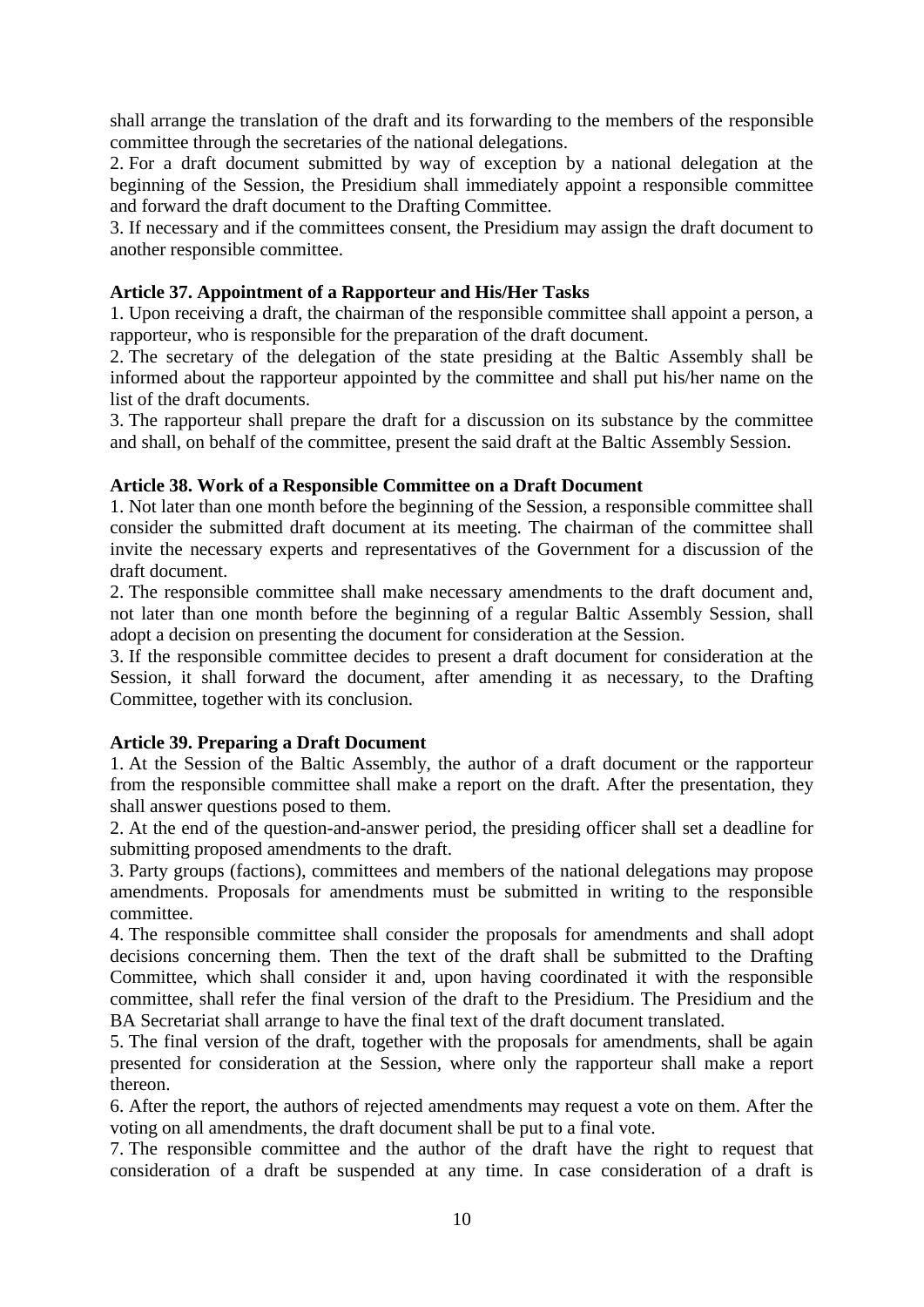shall arrange the translation of the draft and its forwarding to the members of the responsible committee through the secretaries of the national delegations.

2. For a draft document submitted by way of exception by a national delegation at the beginning of the Session, the Presidium shall immediately appoint a responsible committee and forward the draft document to the Drafting Committee.

3. If necessary and if the committees consent, the Presidium may assign the draft document to another responsible committee.

**Article 37. Appointment of a Rapporteur and His/Her Tasks**

1. Upon receiving a draft, the chairman of the responsible committee shall appoint a person, a rapporteur, who is responsible for the preparation of the draft document.

2. The secretary of the delegation of the state presiding at the Baltic Assembly shall be informed about the rapporteur appointed by the committee and shall put his/her name on the list of the draft documents.

3. The rapporteur shall prepare the draft for a discussion on its substance by the committee and shall, on behalf of the committee, present the said draft at the Baltic Assembly Session.

**Article 38. Work of a Responsible Committee on a Draft Document**

1. Not later than one month before the beginning of the Session, a responsible committee shall consider the submitted draft document at its meeting. The chairman of the committee shall invite the necessary experts and representatives of the Government for a discussion of the draft document.

2. The responsible committee shall make necessary amendments to the draft document and, not later than one month before the beginning of a regular Baltic Assembly Session, shall adopt a decision on presenting the document for consideration at the Session.

3. If the responsible committee decides to present a draft document for consideration at the Session, it shall forward the document, after amending it as necessary, to the Drafting Committee, together with its conclusion.

**Article 39. Preparing a Draft Document**

1. At the Session of the Baltic Assembly, the author of a draft document or the rapporteur from the responsible committee shall make a report on the draft. After the presentation, they shall answer questions posed to them.

2. At the end of the question-and-answer period, the presiding officer shall set a deadline for submitting proposed amendments to the draft.

3. Party groups (factions), committees and members of the national delegations may propose amendments. Proposals for amendments must be submitted in writing to the responsible committee.

4. The responsible committee shall consider the proposals for amendments and shall adopt decisions concerning them. Then the text of the draft shall be submitted to the Drafting Committee, which shall consider it and, upon having coordinated it with the responsible committee, shall refer the final version of the draft to the Presidium. The Presidium and the BA Secretariat shall arrange to have the final text of the draft document translated.

5. The final version of the draft, together with the proposals for amendments, shall be again presented for consideration at the Session, where only the rapporteur shall make a report thereon.

6. After the report, the authors of rejected amendments may request a vote on them. After the voting on all amendments, the draft document shall be put to a final vote.

7. The responsible committee and the author of the draft have the right to request that consideration of a draft be suspended at any time. In case consideration of a draft is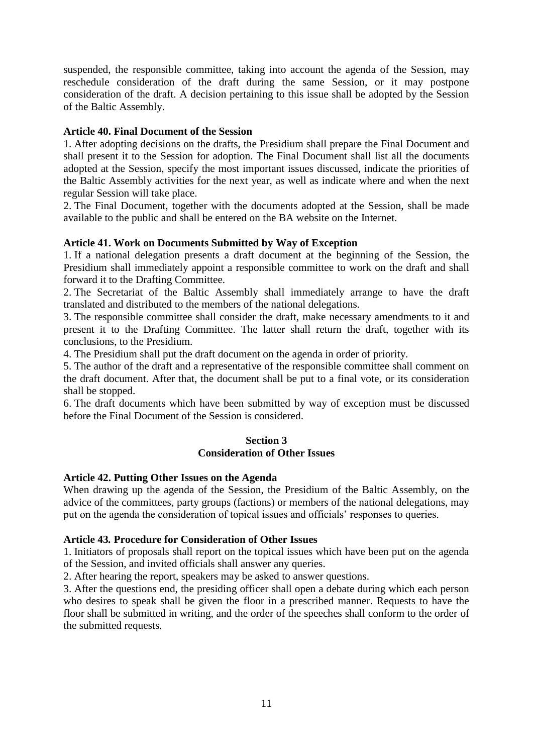suspended, the responsible committee, taking into account the agenda of the Session, may reschedule consideration of the draft during the same Session, or it may postpone consideration of the draft. A decision pertaining to this issue shall be adopted by the Session of the Baltic Assembly.

**Article 40. Final Document of the Session**

1. After adopting decisions on the drafts, the Presidium shall prepare the Final Document and shall present it to the Session for adoption. The Final Document shall list all the documents adopted at the Session, specify the most important issues discussed, indicate the priorities of the Baltic Assembly activities for the next year, as well as indicate where and when the next regular Session will take place.

2. The Final Document, together with the documents adopted at the Session, shall be made available to the public and shall be entered on the BA website on the Internet.

**Article 41. Work on Documents Submitted by Way of Exception**

1. If a national delegation presents a draft document at the beginning of the Session, the Presidium shall immediately appoint a responsible committee to work on the draft and shall forward it to the Drafting Committee.

2. The Secretariat of the Baltic Assembly shall immediately arrange to have the draft translated and distributed to the members of the national delegations.

3. The responsible committee shall consider the draft, make necessary amendments to it and present it to the Drafting Committee. The latter shall return the draft, together with its conclusions, to the Presidium.

4. The Presidium shall put the draft document on the agenda in order of priority.

5. The author of the draft and a representative of the responsible committee shall comment on the draft document. After that, the document shall be put to a final vote, or its consideration shall be stopped.

6. The draft documents which have been submitted by way of exception must be discussed before the Final Document of the Session is considered.

## Section 3
## Consideration of Other Issues

**Article 42. Putting Other Issues on the Agenda**

When drawing up the agenda of the Session, the Presidium of the Baltic Assembly, on the advice of the committees, party groups (factions) or members of the national delegations, may put on the agenda the consideration of topical issues and officials' responses to queries.

**Article 43. Procedure for Consideration of Other Issues**

1. Initiators of proposals shall report on the topical issues which have been put on the agenda of the Session, and invited officials shall answer any queries.

2. After hearing the report, speakers may be asked to answer questions.

3. After the questions end, the presiding officer shall open a debate during which each person who desires to speak shall be given the floor in a prescribed manner. Requests to have the floor shall be submitted in writing, and the order of the speeches shall conform to the order of the submitted requests.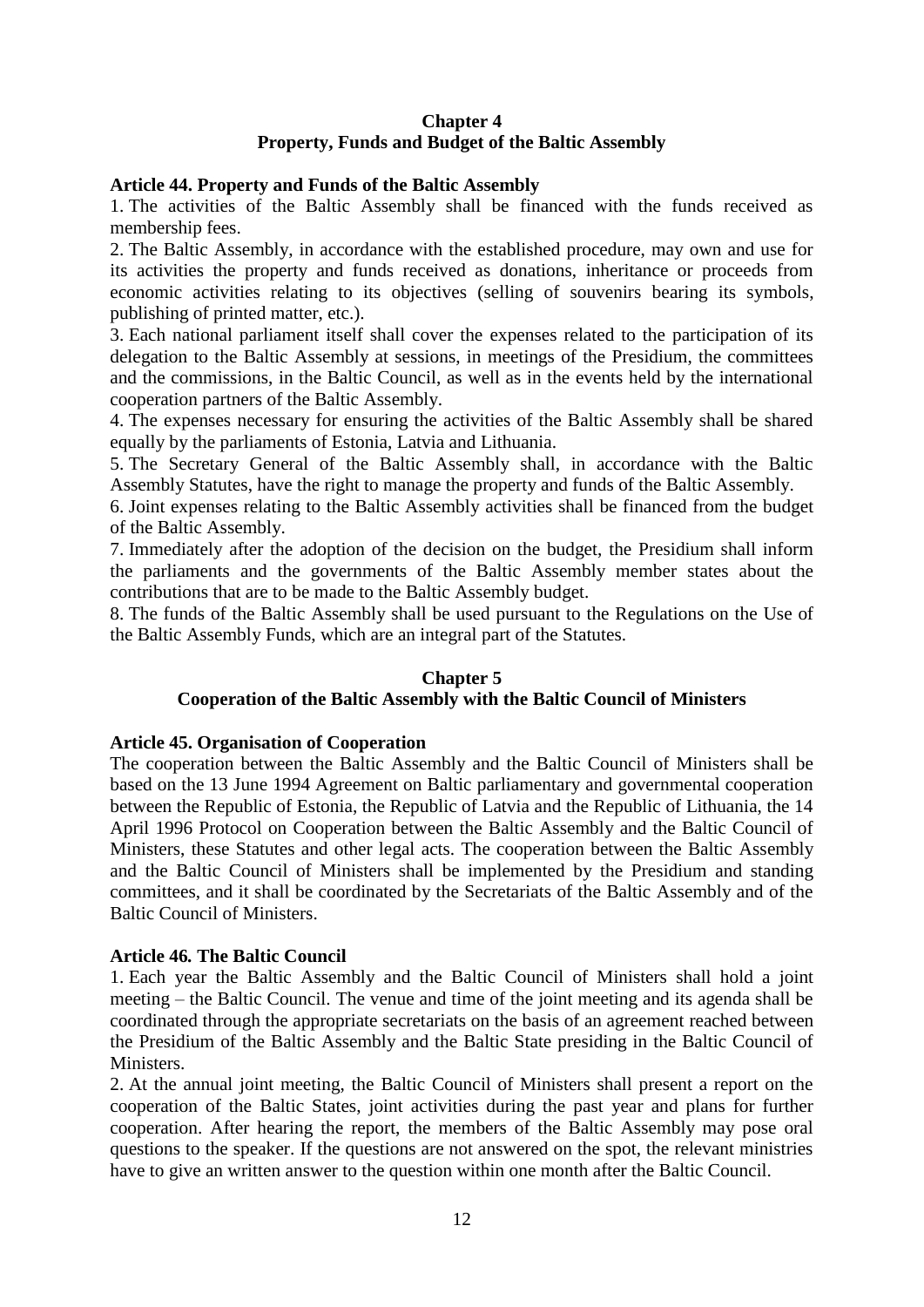## Chapter 4
## Property, Funds and Budget of the Baltic Assembly

### Article 44. Property and Funds of the Baltic Assembly

1. The activities of the Baltic Assembly shall be financed with the funds received as membership fees.
2. The Baltic Assembly, in accordance with the established procedure, may own and use for its activities the property and funds received as donations, inheritance or proceeds from economic activities relating to its objectives (selling of souvenirs bearing its symbols, publishing of printed matter, etc.).
3. Each national parliament itself shall cover the expenses related to the participation of its delegation to the Baltic Assembly at sessions, in meetings of the Presidium, the committees and the commissions, in the Baltic Council, as well as in the events held by the international cooperation partners of the Baltic Assembly.
4. The expenses necessary for ensuring the activities of the Baltic Assembly shall be shared equally by the parliaments of Estonia, Latvia and Lithuania.
5. The Secretary General of the Baltic Assembly shall, in accordance with the Baltic Assembly Statutes, have the right to manage the property and funds of the Baltic Assembly.
6. Joint expenses relating to the Baltic Assembly activities shall be financed from the budget of the Baltic Assembly.
7. Immediately after the adoption of the decision on the budget, the Presidium shall inform the parliaments and the governments of the Baltic Assembly member states about the contributions that are to be made to the Baltic Assembly budget.
8. The funds of the Baltic Assembly shall be used pursuant to the Regulations on the Use of the Baltic Assembly Funds, which are an integral part of the Statutes.

## Chapter 5
## Cooperation of the Baltic Assembly with the Baltic Council of Ministers

### Article 45. Organisation of Cooperation

The cooperation between the Baltic Assembly and the Baltic Council of Ministers shall be based on the 13 June 1994 Agreement on Baltic parliamentary and governmental cooperation between the Republic of Estonia, the Republic of Latvia and the Republic of Lithuania, the 14 April 1996 Protocol on Cooperation between the Baltic Assembly and the Baltic Council of Ministers, these Statutes and other legal acts. The cooperation between the Baltic Assembly and the Baltic Council of Ministers shall be implemented by the Presidium and standing committees, and it shall be coordinated by the Secretariats of the Baltic Assembly and of the Baltic Council of Ministers.

### Article 46. The Baltic Council

1. Each year the Baltic Assembly and the Baltic Council of Ministers shall hold a joint meeting – the Baltic Council. The venue and time of the joint meeting and its agenda shall be coordinated through the appropriate secretariats on the basis of an agreement reached between the Presidium of the Baltic Assembly and the Baltic State presiding in the Baltic Council of Ministers.
2. At the annual joint meeting, the Baltic Council of Ministers shall present a report on the cooperation of the Baltic States, joint activities during the past year and plans for further cooperation. After hearing the report, the members of the Baltic Assembly may pose oral questions to the speaker. If the questions are not answered on the spot, the relevant ministries have to give an written answer to the question within one month after the Baltic Council.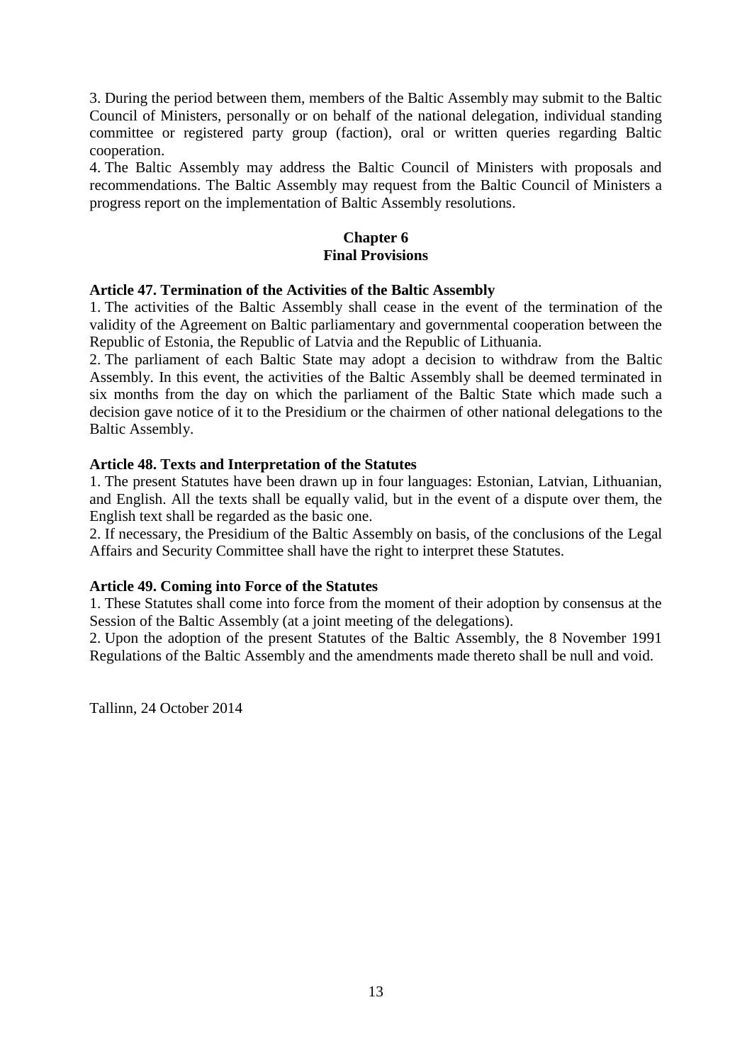3. During the period between them, members of the Baltic Assembly may submit to the Baltic Council of Ministers, personally or on behalf of the national delegation, individual standing committee or registered party group (faction), oral or written queries regarding Baltic cooperation.

4. The Baltic Assembly may address the Baltic Council of Ministers with proposals and recommendations. The Baltic Assembly may request from the Baltic Council of Ministers a progress report on the implementation of Baltic Assembly resolutions.

## Chapter 6
## Final Provisions

**Article 47. Termination of the Activities of the Baltic Assembly**

1. The activities of the Baltic Assembly shall cease in the event of the termination of the validity of the Agreement on Baltic parliamentary and governmental cooperation between the Republic of Estonia, the Republic of Latvia and the Republic of Lithuania.

2. The parliament of each Baltic State may adopt a decision to withdraw from the Baltic Assembly. In this event, the activities of the Baltic Assembly shall be deemed terminated in six months from the day on which the parliament of the Baltic State which made such a decision gave notice of it to the Presidium or the chairmen of other national delegations to the Baltic Assembly.

**Article 48. Texts and Interpretation of the Statutes**

1. The present Statutes have been drawn up in four languages: Estonian, Latvian, Lithuanian, and English. All the texts shall be equally valid, but in the event of a dispute over them, the English text shall be regarded as the basic one.

2. If necessary, the Presidium of the Baltic Assembly on basis, of the conclusions of the Legal Affairs and Security Committee shall have the right to interpret these Statutes.

**Article 49. Coming into Force of the Statutes**

1. These Statutes shall come into force from the moment of their adoption by consensus at the Session of the Baltic Assembly (at a joint meeting of the delegations).

2. Upon the adoption of the present Statutes of the Baltic Assembly, the 8 November 1991 Regulations of the Baltic Assembly and the amendments made thereto shall be null and void.

Tallinn, 24 October 2014